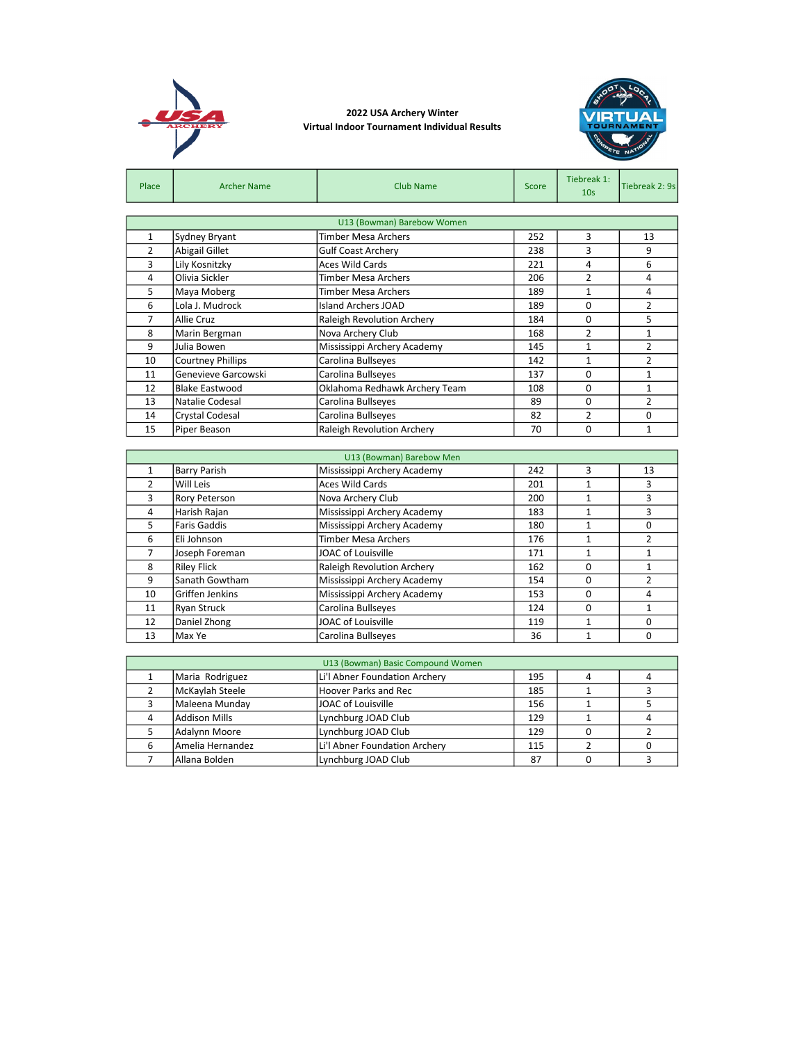# 2022 USA Archery Winter Virtual Indoor Tournament Individual Results

| Place | Archer Name | Club Name | Score | Tiebreak 1: 10s | Tiebreak 2: 9s |
|---|---|---|---|---|---|
| **U13 (Bowman) Barebow Women** | | | | | |
| 1 | Sydney Bryant | Timber Mesa Archers | 252 | 3 | 13 |
| 2 | Abigail Gillet | Gulf Coast Archery | 238 | 3 | 9 |
| 3 | Lily Kosnitzky | Aces Wild Cards | 221 | 4 | 6 |
| 4 | Olivia Sickler | Timber Mesa Archers | 206 | 2 | 4 |
| 5 | Maya Moberg | Timber Mesa Archers | 189 | 1 | 4 |
| 6 | Lola J. Mudrock | Island Archers JOAD | 189 | 0 | 2 |
| 7 | Allie Cruz | Raleigh Revolution Archery | 184 | 0 | 5 |
| 8 | Marin Bergman | Nova Archery Club | 168 | 2 | 1 |
| 9 | Julia Bowen | Mississippi Archery Academy | 145 | 1 | 2 |
| 10 | Courtney Phillips | Carolina Bullseyes | 142 | 1 | 2 |
| 11 | Genevieve Garcowski | Carolina Bullseyes | 137 | 0 | 1 |
| 12 | Blake Eastwood | Oklahoma Redhawk Archery Team | 108 | 0 | 1 |
| 13 | Natalie Codesal | Carolina Bullseyes | 89 | 0 | 2 |
| 14 | Crystal Codesal | Carolina Bullseyes | 82 | 2 | 0 |
| 15 | Piper Beason | Raleigh Revolution Archery | 70 | 0 | 1 |
| **U13 (Bowman) Barebow Men** | | | | | |
| 1 | Barry Parish | Mississippi Archery Academy | 242 | 3 | 13 |
| 2 | Will Leis | Aces Wild Cards | 201 | 1 | 3 |
| 3 | Rory Peterson | Nova Archery Club | 200 | 1 | 3 |
| 4 | Harish Rajan | Mississippi Archery Academy | 183 | 1 | 3 |
| 5 | Faris Gaddis | Mississippi Archery Academy | 180 | 1 | 0 |
| 6 | Eli Johnson | Timber Mesa Archers | 176 | 1 | 2 |
| 7 | Joseph Foreman | JOAC of Louisville | 171 | 1 | 1 |
| 8 | Riley Flick | Raleigh Revolution Archery | 162 | 0 | 1 |
| 9 | Sanath Gowtham | Mississippi Archery Academy | 154 | 0 | 2 |
| 10 | Griffen Jenkins | Mississippi Archery Academy | 153 | 0 | 4 |
| 11 | Ryan Struck | Carolina Bullseyes | 124 | 0 | 1 |
| 12 | Daniel Zhong | JOAC of Louisville | 119 | 1 | 0 |
| 13 | Max Ye | Carolina Bullseyes | 36 | 1 | 0 |
| **U13 (Bowman) Basic Compound Women** | | | | | |
| 1 | Maria Rodriguez | Li'l Abner Foundation Archery | 195 | 4 | 4 |
| 2 | McKaylah Steele | Hoover Parks and Rec | 185 | 1 | 3 |
| 3 | Maleena Munday | JOAC of Louisville | 156 | 1 | 5 |
| 4 | Addison Mills | Lynchburg JOAD Club | 129 | 1 | 4 |
| 5 | Adalynn Moore | Lynchburg JOAD Club | 129 | 0 | 2 |
| 6 | Amelia Hernandez | Li'l Abner Foundation Archery | 115 | 2 | 0 |
| 7 | Allana Bolden | Lynchburg JOAD Club | 87 | 0 | 3 |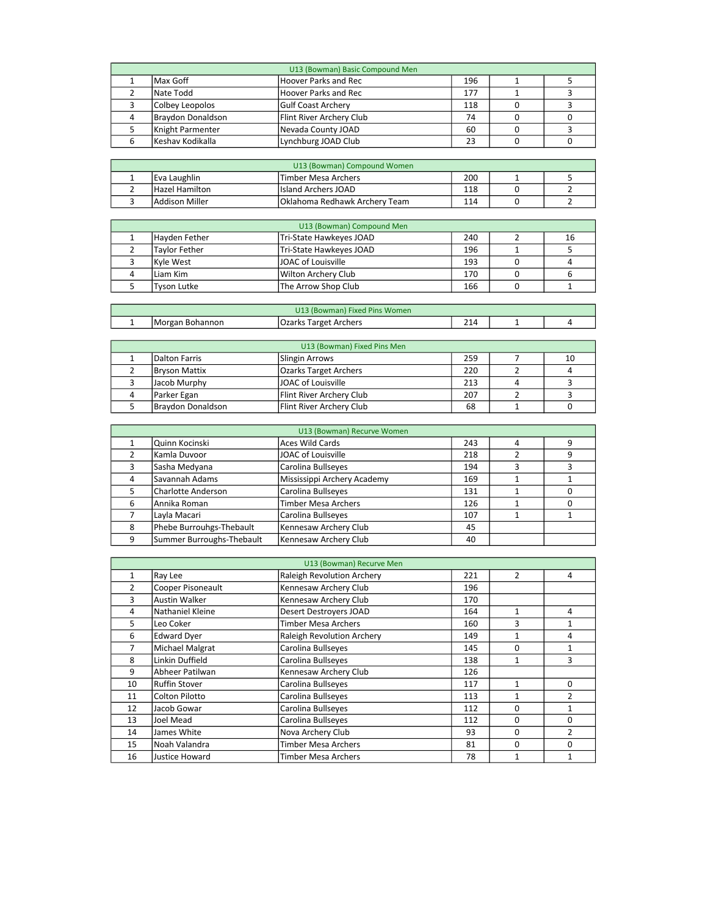| U13 (Bowman) Basic Compound Men | | | | | |
|---|---|---|---|---|---|
| 1 | Max Goff | Hoover Parks and Rec | 196 | 1 | 5 |
| 2 | Nate Todd | Hoover Parks and Rec | 177 | 1 | 3 |
| 3 | Colbey Leopolos | Gulf Coast Archery | 118 | 0 | 3 |
| 4 | Braydon Donaldson | Flint River Archery Club | 74 | 0 | 0 |
| 5 | Knight Parmenter | Nevada County JOAD | 60 | 0 | 3 |
| 6 | Keshav Kodikalla | Lynchburg JOAD Club | 23 | 0 | 0 |

| U13 (Bowman) Compound Women | | | | | |
|---|---|---|---|---|---|
| 1 | Eva Laughlin | Timber Mesa Archers | 200 | 1 | 5 |
| 2 | Hazel Hamilton | Island Archers JOAD | 118 | 0 | 2 |
| 3 | Addison Miller | Oklahoma Redhawk Archery Team | 114 | 0 | 2 |

| U13 (Bowman) Compound Men | | | | | |
|---|---|---|---|---|---|
| 1 | Hayden Fether | Tri-State Hawkeyes JOAD | 240 | 2 | 16 |
| 2 | Taylor Fether | Tri-State Hawkeyes JOAD | 196 | 1 | 5 |
| 3 | Kyle West | JOAC of Louisville | 193 | 0 | 4 |
| 4 | Liam Kim | Wilton Archery Club | 170 | 0 | 6 |
| 5 | Tyson Lutke | The Arrow Shop Club | 166 | 0 | 1 |

| U13 (Bowman) Fixed Pins Women | | | | | |
|---|---|---|---|---|---|
| 1 | Morgan Bohannon | Ozarks Target Archers | 214 | 1 | 4 |

| U13 (Bowman) Fixed Pins Men | | | | | |
|---|---|---|---|---|---|
| 1 | Dalton Farris | Slingin Arrows | 259 | 7 | 10 |
| 2 | Bryson Mattix | Ozarks Target Archers | 220 | 2 | 4 |
| 3 | Jacob Murphy | JOAC of Louisville | 213 | 4 | 3 |
| 4 | Parker Egan | Flint River Archery Club | 207 | 2 | 3 |
| 5 | Braydon Donaldson | Flint River Archery Club | 68 | 1 | 0 |

| U13 (Bowman) Recurve Women | | | | | |
|---|---|---|---|---|---|
| 1 | Quinn Kocinski | Aces Wild Cards | 243 | 4 | 9 |
| 2 | Kamla Duvoor | JOAC of Louisville | 218 | 2 | 9 |
| 3 | Sasha Medyana | Carolina Bullseyes | 194 | 3 | 3 |
| 4 | Savannah Adams | Mississippi Archery Academy | 169 | 1 | 1 |
| 5 | Charlotte Anderson | Carolina Bullseyes | 131 | 1 | 0 |
| 6 | Annika Roman | Timber Mesa Archers | 126 | 1 | 0 |
| 7 | Layla Macari | Carolina Bullseyes | 107 | 1 | 1 |
| 8 | Phebe Burrouhgs-Thebault | Kennesaw Archery Club | 45 | | |
| 9 | Summer Burroughs-Thebault | Kennesaw Archery Club | 40 | | |

| U13 (Bowman) Recurve Men | | | | | |
|---|---|---|---|---|---|
| 1 | Ray Lee | Raleigh Revolution Archery | 221 | 2 | 4 |
| 2 | Cooper Pisoneault | Kennesaw Archery Club | 196 | | |
| 3 | Austin Walker | Kennesaw Archery Club | 170 | | |
| 4 | Nathaniel Kleine | Desert Destroyers JOAD | 164 | 1 | 4 |
| 5 | Leo Coker | Timber Mesa Archers | 160 | 3 | 1 |
| 6 | Edward Dyer | Raleigh Revolution Archery | 149 | 1 | 4 |
| 7 | Michael Malgrat | Carolina Bullseyes | 145 | 0 | 1 |
| 8 | Linkin Duffield | Carolina Bullseyes | 138 | 1 | 3 |
| 9 | Abheer Patilwan | Kennesaw Archery Club | 126 | | |
| 10 | Ruffin Stover | Carolina Bullseyes | 117 | 1 | 0 |
| 11 | Colton Pilotto | Carolina Bullseyes | 113 | 1 | 2 |
| 12 | Jacob Gowar | Carolina Bullseyes | 112 | 0 | 1 |
| 13 | Joel Mead | Carolina Bullseyes | 112 | 0 | 0 |
| 14 | James White | Nova Archery Club | 93 | 0 | 2 |
| 15 | Noah Valandra | Timber Mesa Archers | 81 | 0 | 0 |
| 16 | Justice Howard | Timber Mesa Archers | 78 | 1 | 1 |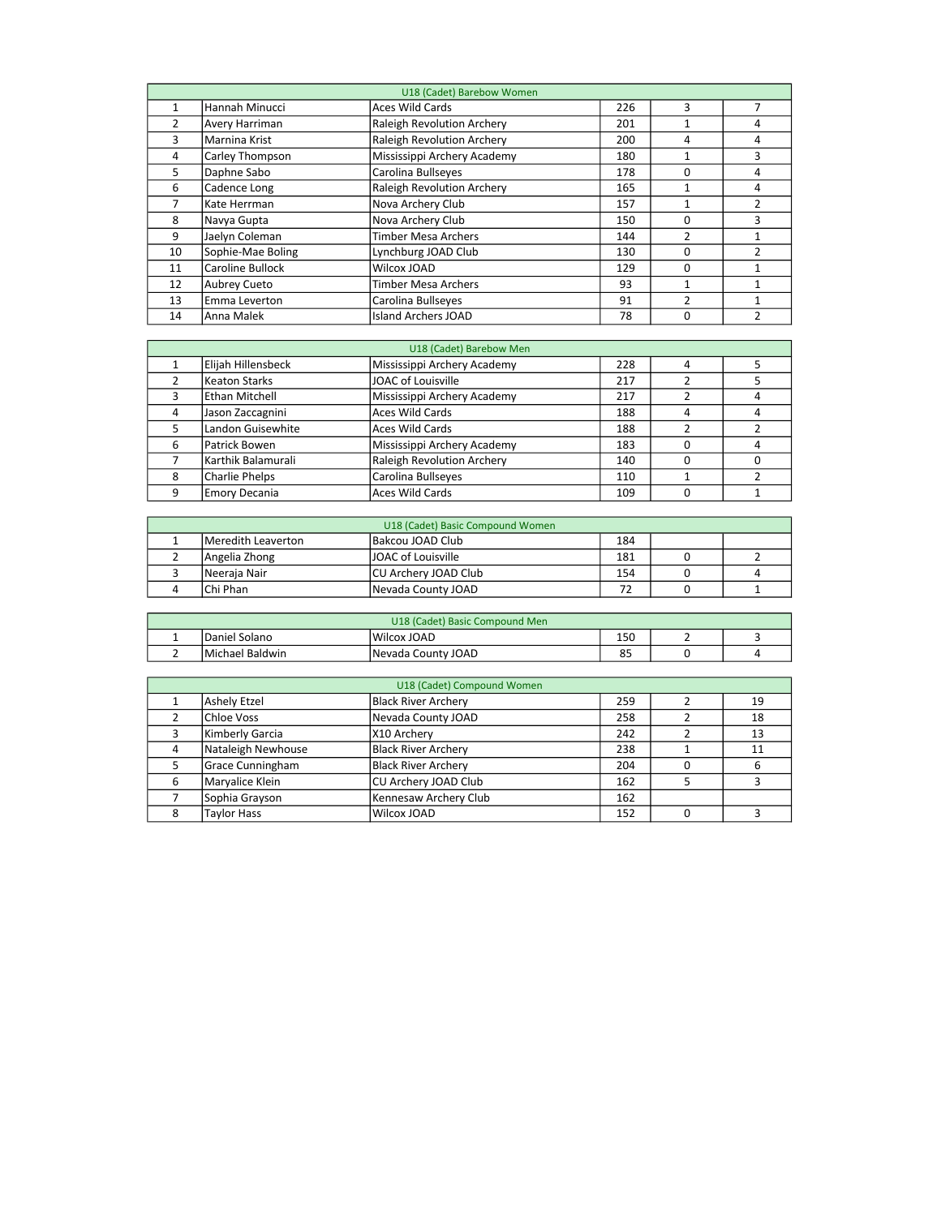| U18 (Cadet) Barebow Women | | | | | |
|---|---|---|---|---|---|
| 1 | Hannah Minucci | Aces Wild Cards | 226 | 3 | 7 |
| 2 | Avery Harriman | Raleigh Revolution Archery | 201 | 1 | 4 |
| 3 | Marnina Krist | Raleigh Revolution Archery | 200 | 4 | 4 |
| 4 | Carley Thompson | Mississippi Archery Academy | 180 | 1 | 3 |
| 5 | Daphne Sabo | Carolina Bullseyes | 178 | 0 | 4 |
| 6 | Cadence Long | Raleigh Revolution Archery | 165 | 1 | 4 |
| 7 | Kate Herrman | Nova Archery Club | 157 | 1 | 2 |
| 8 | Navya Gupta | Nova Archery Club | 150 | 0 | 3 |
| 9 | Jaelyn Coleman | Timber Mesa Archers | 144 | 2 | 1 |
| 10 | Sophie-Mae Boling | Lynchburg JOAD Club | 130 | 0 | 2 |
| 11 | Caroline Bullock | Wilcox JOAD | 129 | 0 | 1 |
| 12 | Aubrey Cueto | Timber Mesa Archers | 93 | 1 | 1 |
| 13 | Emma Leverton | Carolina Bullseyes | 91 | 2 | 1 |
| 14 | Anna Malek | Island Archers JOAD | 78 | 0 | 2 |

| U18 (Cadet) Barebow Men | | | | | |
|---|---|---|---|---|---|
| 1 | Elijah Hillensbeck | Mississippi Archery Academy | 228 | 4 | 5 |
| 2 | Keaton Starks | JOAC of Louisville | 217 | 2 | 5 |
| 3 | Ethan Mitchell | Mississippi Archery Academy | 217 | 2 | 4 |
| 4 | Jason Zaccagnini | Aces Wild Cards | 188 | 4 | 4 |
| 5 | Landon Guisewhite | Aces Wild Cards | 188 | 2 | 2 |
| 6 | Patrick Bowen | Mississippi Archery Academy | 183 | 0 | 4 |
| 7 | Karthik Balamurali | Raleigh Revolution Archery | 140 | 0 | 0 |
| 8 | Charlie Phelps | Carolina Bullseyes | 110 | 1 | 2 |
| 9 | Emory Decania | Aces Wild Cards | 109 | 0 | 1 |

| U18 (Cadet) Basic Compound Women | | | | | |
|---|---|---|---|---|---|
| 1 | Meredith Leaverton | Bakcou JOAD Club | 184 | | |
| 2 | Angelia Zhong | JOAC of Louisville | 181 | 0 | 2 |
| 3 | Neeraja Nair | CU Archery JOAD Club | 154 | 0 | 4 |
| 4 | Chi Phan | Nevada County JOAD | 72 | 0 | 1 |

| U18 (Cadet) Basic Compound Men | | | | | |
|---|---|---|---|---|---|
| 1 | Daniel Solano | Wilcox JOAD | 150 | 2 | 3 |
| 2 | Michael Baldwin | Nevada County JOAD | 85 | 0 | 4 |

| U18 (Cadet) Compound Women | | | | | |
|---|---|---|---|---|---|
| 1 | Ashely Etzel | Black River Archery | 259 | 2 | 19 |
| 2 | Chloe Voss | Nevada County JOAD | 258 | 2 | 18 |
| 3 | Kimberly Garcia | X10 Archery | 242 | 2 | 13 |
| 4 | Nataleigh Newhouse | Black River Archery | 238 | 1 | 11 |
| 5 | Grace Cunningham | Black River Archery | 204 | 0 | 6 |
| 6 | Maryalice Klein | CU Archery JOAD Club | 162 | 5 | 3 |
| 7 | Sophia Grayson | Kennesaw Archery Club | 162 | | |
| 8 | Taylor Hass | Wilcox JOAD | 152 | 0 | 3 |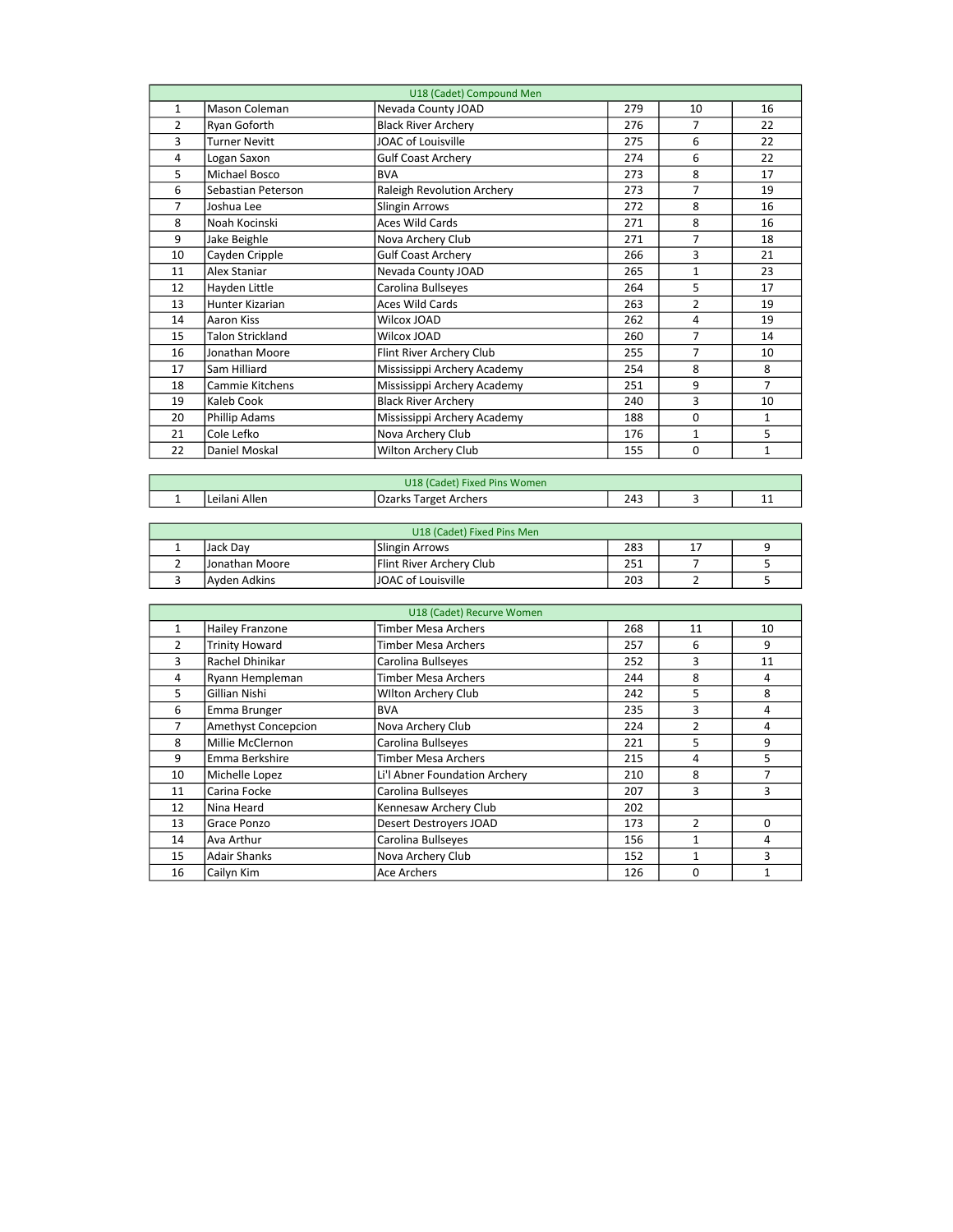| U18 (Cadet) Compound Men | | | | | |
|---|---|---|---|---|---|
| 1 | Mason Coleman | Nevada County JOAD | 279 | 10 | 16 |
| 2 | Ryan Goforth | Black River Archery | 276 | 7 | 22 |
| 3 | Turner Nevitt | JOAC of Louisville | 275 | 6 | 22 |
| 4 | Logan Saxon | Gulf Coast Archery | 274 | 6 | 22 |
| 5 | Michael Bosco | BVA | 273 | 8 | 17 |
| 6 | Sebastian Peterson | Raleigh Revolution Archery | 273 | 7 | 19 |
| 7 | Joshua Lee | Slingin Arrows | 272 | 8 | 16 |
| 8 | Noah Kocinski | Aces Wild Cards | 271 | 8 | 16 |
| 9 | Jake Beighle | Nova Archery Club | 271 | 7 | 18 |
| 10 | Cayden Cripple | Gulf Coast Archery | 266 | 3 | 21 |
| 11 | Alex Staniar | Nevada County JOAD | 265 | 1 | 23 |
| 12 | Hayden Little | Carolina Bullseyes | 264 | 5 | 17 |
| 13 | Hunter Kizarian | Aces Wild Cards | 263 | 2 | 19 |
| 14 | Aaron Kiss | Wilcox JOAD | 262 | 4 | 19 |
| 15 | Talon Strickland | Wilcox JOAD | 260 | 7 | 14 |
| 16 | Jonathan Moore | Flint River Archery Club | 255 | 7 | 10 |
| 17 | Sam Hilliard | Mississippi Archery Academy | 254 | 8 | 8 |
| 18 | Cammie Kitchens | Mississippi Archery Academy | 251 | 9 | 7 |
| 19 | Kaleb Cook | Black River Archery | 240 | 3 | 10 |
| 20 | Phillip Adams | Mississippi Archery Academy | 188 | 0 | 1 |
| 21 | Cole Lefko | Nova Archery Club | 176 | 1 | 5 |
| 22 | Daniel Moskal | Wilton Archery Club | 155 | 0 | 1 |

| U18 (Cadet) Fixed Pins Women | | | | | |
|---|---|---|---|---|---|
| 1 | Leilani Allen | Ozarks Target Archers | 243 | 3 | 11 |

| U18 (Cadet) Fixed Pins Men | | | | | |
|---|---|---|---|---|---|
| 1 | Jack Day | Slingin Arrows | 283 | 17 | 9 |
| 2 | Jonathan Moore | Flint River Archery Club | 251 | 7 | 5 |
| 3 | Ayden Adkins | JOAC of Louisville | 203 | 2 | 5 |

| U18 (Cadet) Recurve Women | | | | | |
|---|---|---|---|---|---|
| 1 | Hailey Franzone | Timber Mesa Archers | 268 | 11 | 10 |
| 2 | Trinity Howard | Timber Mesa Archers | 257 | 6 | 9 |
| 3 | Rachel Dhinikar | Carolina Bullseyes | 252 | 3 | 11 |
| 4 | Ryann Hempleman | Timber Mesa Archers | 244 | 8 | 4 |
| 5 | Gillian Nishi | WIlton Archery Club | 242 | 5 | 8 |
| 6 | Emma Brunger | BVA | 235 | 3 | 4 |
| 7 | Amethyst Concepcion | Nova Archery Club | 224 | 2 | 4 |
| 8 | Millie McClernon | Carolina Bullseyes | 221 | 5 | 9 |
| 9 | Emma Berkshire | Timber Mesa Archers | 215 | 4 | 5 |
| 10 | Michelle Lopez | Li'l Abner Foundation Archery | 210 | 8 | 7 |
| 11 | Carina Focke | Carolina Bullseyes | 207 | 3 | 3 |
| 12 | Nina Heard | Kennesaw Archery Club | 202 | | |
| 13 | Grace Ponzo | Desert Destroyers JOAD | 173 | 2 | 0 |
| 14 | Ava Arthur | Carolina Bullseyes | 156 | 1 | 4 |
| 15 | Adair Shanks | Nova Archery Club | 152 | 1 | 3 |
| 16 | Cailyn Kim | Ace Archers | 126 | 0 | 1 |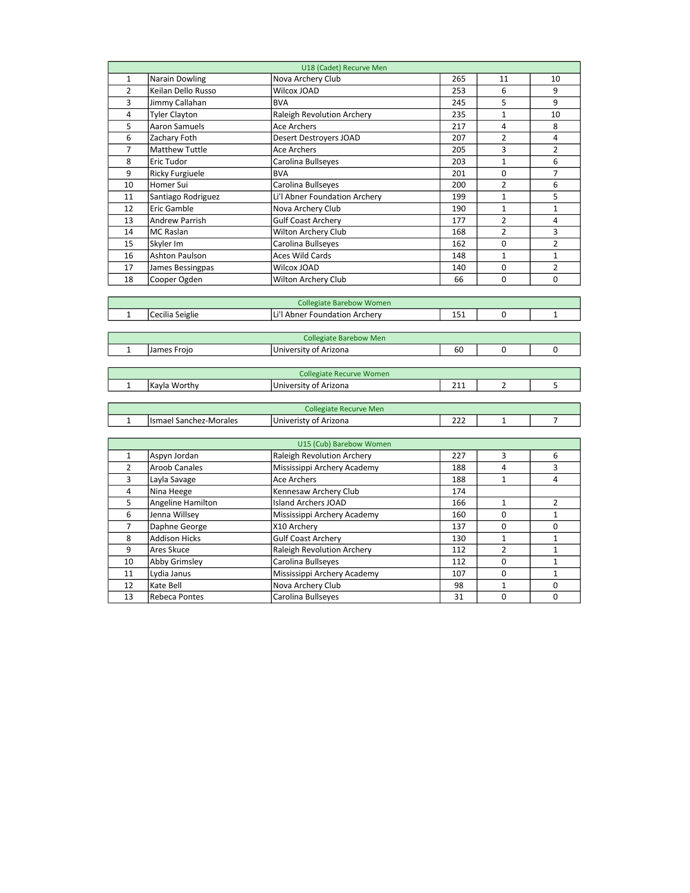| U18 (Cadet) Recurve Men | | | | | |
|---|---|---|---|---|---|
| 1 | Narain Dowling | Nova Archery Club | 265 | 11 | 10 |
| 2 | Keilan Dello Russo | Wilcox JOAD | 253 | 6 | 9 |
| 3 | Jimmy Callahan | BVA | 245 | 5 | 9 |
| 4 | Tyler Clayton | Raleigh Revolution Archery | 235 | 1 | 10 |
| 5 | Aaron Samuels | Ace Archers | 217 | 4 | 8 |
| 6 | Zachary Foth | Desert Destroyers JOAD | 207 | 2 | 4 |
| 7 | Matthew Tuttle | Ace Archers | 205 | 3 | 2 |
| 8 | Eric Tudor | Carolina Bullseyes | 203 | 1 | 6 |
| 9 | Ricky Furgiuele | BVA | 201 | 0 | 7 |
| 10 | Homer Sui | Carolina Bullseyes | 200 | 2 | 6 |
| 11 | Santiago Rodriguez | Li'l Abner Foundation Archery | 199 | 1 | 5 |
| 12 | Eric Gamble | Nova Archery Club | 190 | 1 | 1 |
| 13 | Andrew Parrish | Gulf Coast Archery | 177 | 2 | 4 |
| 14 | MC Raslan | Wilton Archery Club | 168 | 2 | 3 |
| 15 | Skyler Im | Carolina Bullseyes | 162 | 0 | 2 |
| 16 | Ashton Paulson | Aces Wild Cards | 148 | 1 | 1 |
| 17 | James Bessingpas | Wilcox JOAD | 140 | 0 | 2 |
| 18 | Cooper Ogden | Wilton Archery Club | 66 | 0 | 0 |

| Collegiate Barebow Women | | | | | |
|---|---|---|---|---|---|
| 1 | Cecilia Seiglie | Li'l Abner Foundation Archery | 151 | 0 | 1 |

| Collegiate Barebow Men | | | | | |
|---|---|---|---|---|---|
| 1 | James Frojo | University of Arizona | 60 | 0 | 0 |

| Collegiate Recurve Women | | | | | |
|---|---|---|---|---|---|
| 1 | Kayla Worthy | University of Arizona | 211 | 2 | 5 |

| Collegiate Recurve Men | | | | | |
|---|---|---|---|---|---|
| 1 | Ismael Sanchez-Morales | Univeristy of Arizona | 222 | 1 | 7 |

| U15 (Cub) Barebow Women | | | | | |
|---|---|---|---|---|---|
| 1 | Aspyn Jordan | Raleigh Revolution Archery | 227 | 3 | 6 |
| 2 | Aroob Canales | Mississippi Archery Academy | 188 | 4 | 3 |
| 3 | Layla Savage | Ace Archers | 188 | 1 | 4 |
| 4 | Nina Heege | Kennesaw Archery Club | 174 | | |
| 5 | Angeline Hamilton | Island Archers JOAD | 166 | 1 | 2 |
| 6 | Jenna Willsey | Mississippi Archery Academy | 160 | 0 | 1 |
| 7 | Daphne George | X10 Archery | 137 | 0 | 0 |
| 8 | Addison Hicks | Gulf Coast Archery | 130 | 1 | 1 |
| 9 | Ares Skuce | Raleigh Revolution Archery | 112 | 2 | 1 |
| 10 | Abby Grimsley | Carolina Bullseyes | 112 | 0 | 1 |
| 11 | Lydia Janus | Mississippi Archery Academy | 107 | 0 | 1 |
| 12 | Kate Bell | Nova Archery Club | 98 | 1 | 0 |
| 13 | Rebeca Pontes | Carolina Bullseyes | 31 | 0 | 0 |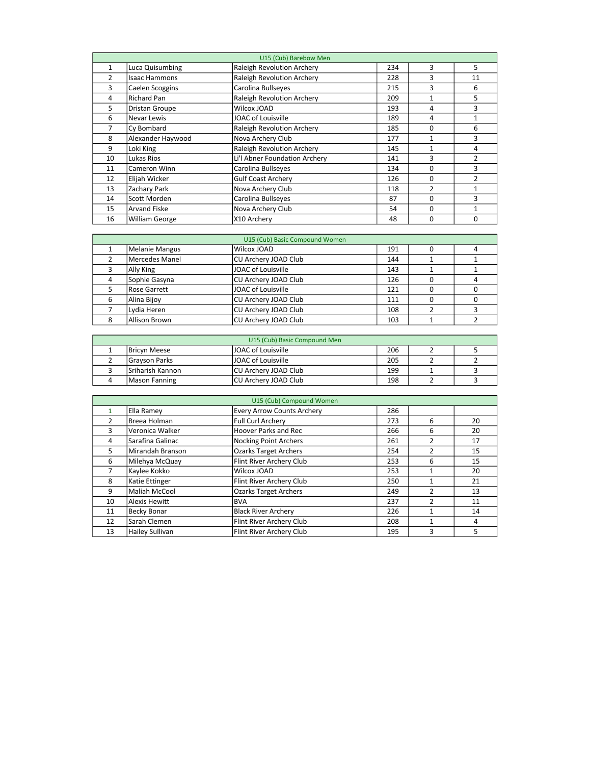| U15 (Cub) Barebow Men | | | | | |
|---|---|---|---|---|---|
| 1 | Luca Quisumbing | Raleigh Revolution Archery | 234 | 3 | 5 |
| 2 | Isaac Hammons | Raleigh Revolution Archery | 228 | 3 | 11 |
| 3 | Caelen Scoggins | Carolina Bullseyes | 215 | 3 | 6 |
| 4 | Richard Pan | Raleigh Revolution Archery | 209 | 1 | 5 |
| 5 | Dristan Groupe | Wilcox JOAD | 193 | 4 | 3 |
| 6 | Nevar Lewis | JOAC of Louisville | 189 | 4 | 1 |
| 7 | Cy Bombard | Raleigh Revolution Archery | 185 | 0 | 6 |
| 8 | Alexander Haywood | Nova Archery Club | 177 | 1 | 3 |
| 9 | Loki King | Raleigh Revolution Archery | 145 | 1 | 4 |
| 10 | Lukas Rios | Li'l Abner Foundation Archery | 141 | 3 | 2 |
| 11 | Cameron Winn | Carolina Bullseyes | 134 | 0 | 3 |
| 12 | Elijah Wicker | Gulf Coast Archery | 126 | 0 | 2 |
| 13 | Zachary Park | Nova Archery Club | 118 | 2 | 1 |
| 14 | Scott Morden | Carolina Bullseyes | 87 | 0 | 3 |
| 15 | Arvand Fiske | Nova Archery Club | 54 | 0 | 1 |
| 16 | William George | X10 Archery | 48 | 0 | 0 |

| U15 (Cub) Basic Compound Women | | | | | |
|---|---|---|---|---|---|
| 1 | Melanie Mangus | Wilcox JOAD | 191 | 0 | 4 |
| 2 | Mercedes Manel | CU Archery JOAD Club | 144 | 1 | 1 |
| 3 | Ally King | JOAC of Louisville | 143 | 1 | 1 |
| 4 | Sophie Gasyna | CU Archery JOAD Club | 126 | 0 | 4 |
| 5 | Rose Garrett | JOAC of Louisville | 121 | 0 | 0 |
| 6 | Alina Bijoy | CU Archery JOAD Club | 111 | 0 | 0 |
| 7 | Lydia Heren | CU Archery JOAD Club | 108 | 2 | 3 |
| 8 | Allison Brown | CU Archery JOAD Club | 103 | 1 | 2 |

| U15 (Cub) Basic Compound Men | | | | | |
|---|---|---|---|---|---|
| 1 | Bricyn Meese | JOAC of Louisville | 206 | 2 | 5 |
| 2 | Grayson Parks | JOAC of Louisville | 205 | 2 | 2 |
| 3 | Sriharish Kannon | CU Archery JOAD Club | 199 | 1 | 3 |
| 4 | Mason Fanning | CU Archery JOAD Club | 198 | 2 | 3 |

| U15 (Cub) Compound Women | | | | | |
|---|---|---|---|---|---|
| 1 | Ella Ramey | Every Arrow Counts Archery | 286 | | |
| 2 | Breea Holman | Full Curl Archery | 273 | 6 | 20 |
| 3 | Veronica Walker | Hoover Parks and Rec | 266 | 6 | 20 |
| 4 | Sarafina Galinac | Nocking Point Archers | 261 | 2 | 17 |
| 5 | Mirandah Branson | Ozarks Target Archers | 254 | 2 | 15 |
| 6 | Milehya McQuay | Flint River Archery Club | 253 | 6 | 15 |
| 7 | Kaylee Kokko | Wilcox JOAD | 253 | 1 | 20 |
| 8 | Katie Ettinger | Flint River Archery Club | 250 | 1 | 21 |
| 9 | Maliah McCool | Ozarks Target Archers | 249 | 2 | 13 |
| 10 | Alexis Hewitt | BVA | 237 | 2 | 11 |
| 11 | Becky Bonar | Black River Archery | 226 | 1 | 14 |
| 12 | Sarah Clemen | Flint River Archery Club | 208 | 1 | 4 |
| 13 | Hailey Sullivan | Flint River Archery Club | 195 | 3 | 5 |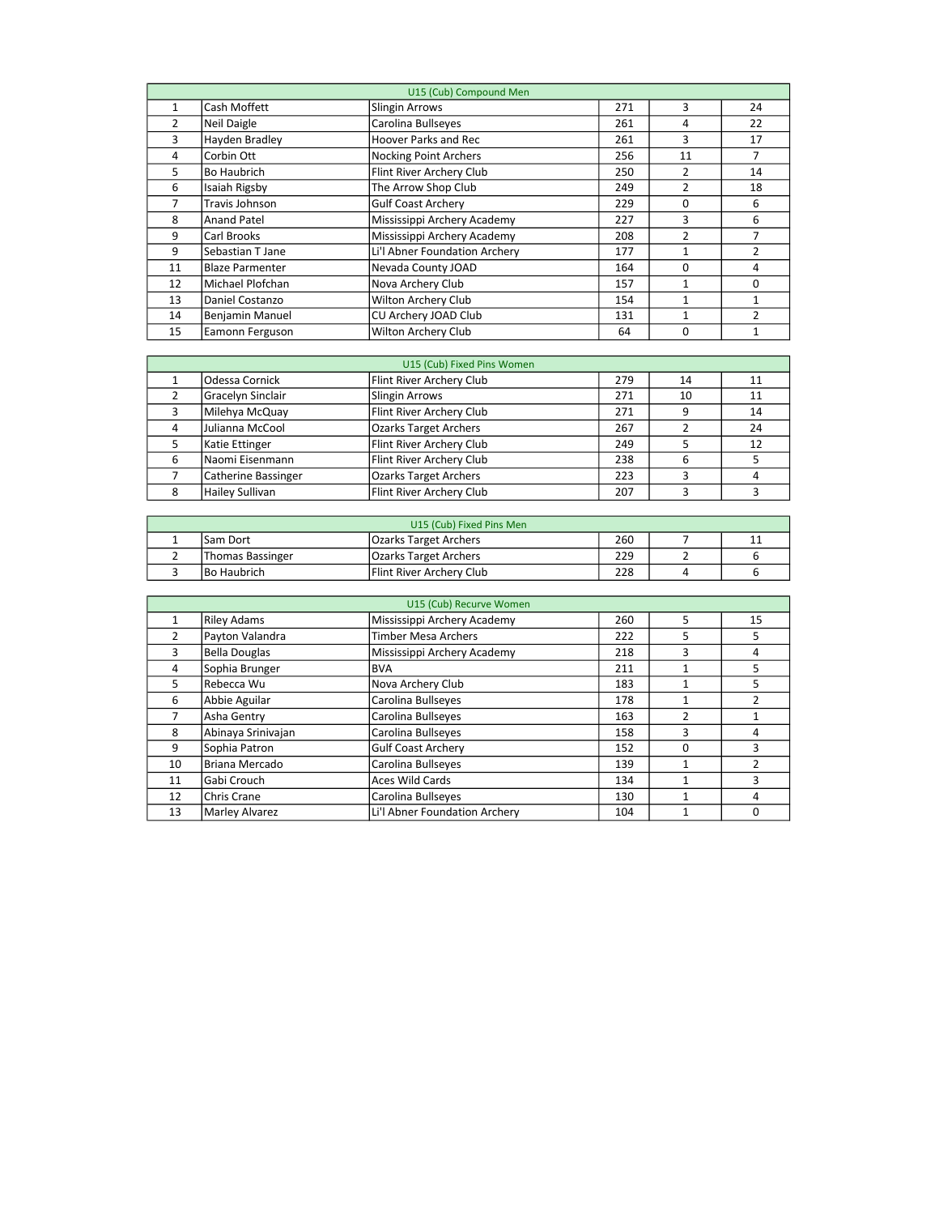| U15 (Cub) Compound Men | | | | | |
|---|---|---|---|---|---|
| 1 | Cash Moffett | Slingin Arrows | 271 | 3 | 24 |
| 2 | Neil Daigle | Carolina Bullseyes | 261 | 4 | 22 |
| 3 | Hayden Bradley | Hoover Parks and Rec | 261 | 3 | 17 |
| 4 | Corbin Ott | Nocking Point Archers | 256 | 11 | 7 |
| 5 | Bo Haubrich | Flint River Archery Club | 250 | 2 | 14 |
| 6 | Isaiah Rigsby | The Arrow Shop Club | 249 | 2 | 18 |
| 7 | Travis Johnson | Gulf Coast Archery | 229 | 0 | 6 |
| 8 | Anand Patel | Mississippi Archery Academy | 227 | 3 | 6 |
| 9 | Carl Brooks | Mississippi Archery Academy | 208 | 2 | 7 |
| 9 | Sebastian T Jane | Li'l Abner Foundation Archery | 177 | 1 | 2 |
| 11 | Blaze Parmenter | Nevada County JOAD | 164 | 0 | 4 |
| 12 | Michael Plofchan | Nova Archery Club | 157 | 1 | 0 |
| 13 | Daniel Costanzo | Wilton Archery Club | 154 | 1 | 1 |
| 14 | Benjamin Manuel | CU Archery JOAD Club | 131 | 1 | 2 |
| 15 | Eamonn Ferguson | Wilton Archery Club | 64 | 0 | 1 |

| U15 (Cub) Fixed Pins Women | | | | | |
|---|---|---|---|---|---|
| 1 | Odessa Cornick | Flint River Archery Club | 279 | 14 | 11 |
| 2 | Gracelyn Sinclair | Slingin Arrows | 271 | 10 | 11 |
| 3 | Milehya McQuay | Flint River Archery Club | 271 | 9 | 14 |
| 4 | Julianna McCool | Ozarks Target Archers | 267 | 2 | 24 |
| 5 | Katie Ettinger | Flint River Archery Club | 249 | 5 | 12 |
| 6 | Naomi Eisenmann | Flint River Archery Club | 238 | 6 | 5 |
| 7 | Catherine Bassinger | Ozarks Target Archers | 223 | 3 | 4 |
| 8 | Hailey Sullivan | Flint River Archery Club | 207 | 3 | 3 |

| U15 (Cub) Fixed Pins Men | | | | | |
|---|---|---|---|---|---|
| 1 | Sam Dort | Ozarks Target Archers | 260 | 7 | 11 |
| 2 | Thomas Bassinger | Ozarks Target Archers | 229 | 2 | 6 |
| 3 | Bo Haubrich | Flint River Archery Club | 228 | 4 | 6 |

| U15 (Cub) Recurve Women | | | | | |
|---|---|---|---|---|---|
| 1 | Riley Adams | Mississippi Archery Academy | 260 | 5 | 15 |
| 2 | Payton Valandra | Timber Mesa Archers | 222 | 5 | 5 |
| 3 | Bella Douglas | Mississippi Archery Academy | 218 | 3 | 4 |
| 4 | Sophia Brunger | BVA | 211 | 1 | 5 |
| 5 | Rebecca Wu | Nova Archery Club | 183 | 1 | 5 |
| 6 | Abbie Aguilar | Carolina Bullseyes | 178 | 1 | 2 |
| 7 | Asha Gentry | Carolina Bullseyes | 163 | 2 | 1 |
| 8 | Abinaya Srinivajan | Carolina Bullseyes | 158 | 3 | 4 |
| 9 | Sophia Patron | Gulf Coast Archery | 152 | 0 | 3 |
| 10 | Briana Mercado | Carolina Bullseyes | 139 | 1 | 2 |
| 11 | Gabi Crouch | Aces Wild Cards | 134 | 1 | 3 |
| 12 | Chris Crane | Carolina Bullseyes | 130 | 1 | 4 |
| 13 | Marley Alvarez | Li'l Abner Foundation Archery | 104 | 1 | 0 |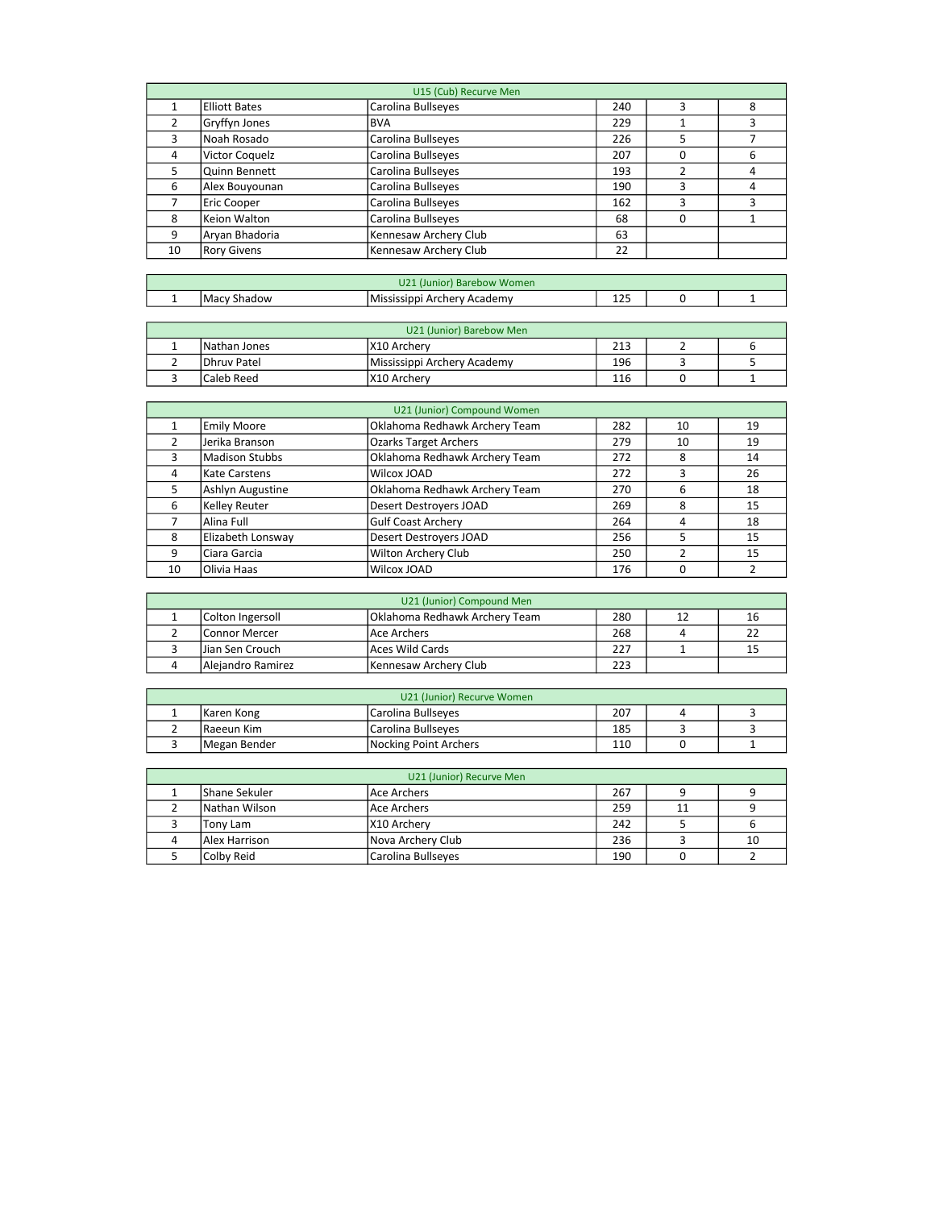| U15 (Cub) Recurve Men | | | | | |
|---|---|---|---|---|---|
| 1 | Elliott Bates | Carolina Bullseyes | 240 | 3 | 8 |
| 2 | Gryffyn Jones | BVA | 229 | 1 | 3 |
| 3 | Noah Rosado | Carolina Bullseyes | 226 | 5 | 7 |
| 4 | Victor Coquelz | Carolina Bullseyes | 207 | 0 | 6 |
| 5 | Quinn Bennett | Carolina Bullseyes | 193 | 2 | 4 |
| 6 | Alex Bouyounan | Carolina Bullseyes | 190 | 3 | 4 |
| 7 | Eric Cooper | Carolina Bullseyes | 162 | 3 | 3 |
| 8 | Keion Walton | Carolina Bullseyes | 68 | 0 | 1 |
| 9 | Aryan Bhadoria | Kennesaw Archery Club | 63 | | |
| 10 | Rory Givens | Kennesaw Archery Club | 22 | | |

| U21 (Junior) Barebow Women | | | | | |
|---|---|---|---|---|---|
| 1 | Macy Shadow | Mississippi Archery Academy | 125 | 0 | 1 |

| U21 (Junior) Barebow Men | | | | | |
|---|---|---|---|---|---|
| 1 | Nathan Jones | X10 Archery | 213 | 2 | 6 |
| 2 | Dhruv Patel | Mississippi Archery Academy | 196 | 3 | 5 |
| 3 | Caleb Reed | X10 Archery | 116 | 0 | 1 |

| U21 (Junior) Compound Women | | | | | |
|---|---|---|---|---|---|
| 1 | Emily Moore | Oklahoma Redhawk Archery Team | 282 | 10 | 19 |
| 2 | Jerika Branson | Ozarks Target Archers | 279 | 10 | 19 |
| 3 | Madison Stubbs | Oklahoma Redhawk Archery Team | 272 | 8 | 14 |
| 4 | Kate Carstens | Wilcox JOAD | 272 | 3 | 26 |
| 5 | Ashlyn Augustine | Oklahoma Redhawk Archery Team | 270 | 6 | 18 |
| 6 | Kelley Reuter | Desert Destroyers JOAD | 269 | 8 | 15 |
| 7 | Alina Full | Gulf Coast Archery | 264 | 4 | 18 |
| 8 | Elizabeth Lonsway | Desert Destroyers JOAD | 256 | 5 | 15 |
| 9 | Ciara Garcia | Wilton Archery Club | 250 | 2 | 15 |
| 10 | Olivia Haas | Wilcox JOAD | 176 | 0 | 2 |

| U21 (Junior) Compound Men | | | | | |
|---|---|---|---|---|---|
| 1 | Colton Ingersoll | Oklahoma Redhawk Archery Team | 280 | 12 | 16 |
| 2 | Connor Mercer | Ace Archers | 268 | 4 | 22 |
| 3 | Jian Sen Crouch | Aces Wild Cards | 227 | 1 | 15 |
| 4 | Alejandro Ramirez | Kennesaw Archery Club | 223 | | |

| U21 (Junior) Recurve Women | | | | | |
|---|---|---|---|---|---|
| 1 | Karen Kong | Carolina Bullseyes | 207 | 4 | 3 |
| 2 | Raeeun Kim | Carolina Bullseyes | 185 | 3 | 3 |
| 3 | Megan Bender | Nocking Point Archers | 110 | 0 | 1 |

| U21 (Junior) Recurve Men | | | | | |
|---|---|---|---|---|---|
| 1 | Shane Sekuler | Ace Archers | 267 | 9 | 9 |
| 2 | Nathan Wilson | Ace Archers | 259 | 11 | 9 |
| 3 | Tony Lam | X10 Archery | 242 | 5 | 6 |
| 4 | Alex Harrison | Nova Archery Club | 236 | 3 | 10 |
| 5 | Colby Reid | Carolina Bullseyes | 190 | 0 | 2 |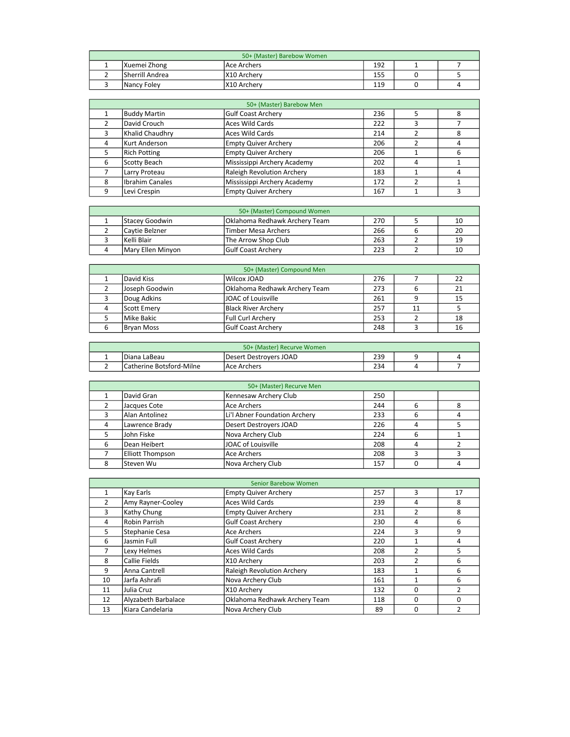| 50+ (Master) Barebow Women | | | | | |
|---|---|---|---|---|---|
| 1 | Xuemei Zhong | Ace Archers | 192 | 1 | 7 |
| 2 | Sherrill Andrea | X10 Archery | 155 | 0 | 5 |
| 3 | Nancy Foley | X10 Archery | 119 | 0 | 4 |

| 50+ (Master) Barebow Men | | | | | |
|---|---|---|---|---|---|
| 1 | Buddy Martin | Gulf Coast Archery | 236 | 5 | 8 |
| 2 | David Crouch | Aces Wild Cards | 222 | 3 | 7 |
| 3 | Khalid Chaudhry | Aces Wild Cards | 214 | 2 | 8 |
| 4 | Kurt Anderson | Empty Quiver Archery | 206 | 2 | 4 |
| 5 | Rich Potting | Empty Quiver Archery | 206 | 1 | 6 |
| 6 | Scotty Beach | Mississippi Archery Academy | 202 | 4 | 1 |
| 7 | Larry Proteau | Raleigh Revolution Archery | 183 | 1 | 4 |
| 8 | Ibrahim Canales | Mississippi Archery Academy | 172 | 2 | 1 |
| 9 | Levi Crespin | Empty Quiver Archery | 167 | 1 | 3 |

| 50+ (Master) Compound Women | | | | | |
|---|---|---|---|---|---|
| 1 | Stacey Goodwin | Oklahoma Redhawk Archery Team | 270 | 5 | 10 |
| 2 | Caytie Belzner | Timber Mesa Archers | 266 | 6 | 20 |
| 3 | Kelli Blair | The Arrow Shop Club | 263 | 2 | 19 |
| 4 | Mary Ellen Minyon | Gulf Coast Archery | 223 | 2 | 10 |

| 50+ (Master) Compound Men | | | | | |
|---|---|---|---|---|---|
| 1 | David Kiss | Wilcox JOAD | 276 | 7 | 22 |
| 2 | Joseph Goodwin | Oklahoma Redhawk Archery Team | 273 | 6 | 21 |
| 3 | Doug Adkins | JOAC of Louisville | 261 | 9 | 15 |
| 4 | Scott Emery | Black River Archery | 257 | 11 | 5 |
| 5 | Mike Bakic | Full Curl Archery | 253 | 2 | 18 |
| 6 | Bryan Moss | Gulf Coast Archery | 248 | 3 | 16 |

| 50+ (Master) Recurve Women | | | | | |
|---|---|---|---|---|---|
| 1 | Diana LaBeau | Desert Destroyers JOAD | 239 | 9 | 4 |
| 2 | Catherine Botsford-Milne | Ace Archers | 234 | 4 | 7 |

| 50+ (Master) Recurve Men | | | | | |
|---|---|---|---|---|---|
| 1 | David Gran | Kennesaw Archery Club | 250 | | |
| 2 | Jacques Cote | Ace Archers | 244 | 6 | 8 |
| 3 | Alan Antolinez | Li'l Abner Foundation Archery | 233 | 6 | 4 |
| 4 | Lawrence Brady | Desert Destroyers JOAD | 226 | 4 | 5 |
| 5 | John Fiske | Nova Archery Club | 224 | 6 | 1 |
| 6 | Dean Heibert | JOAC of Louisville | 208 | 4 | 2 |
| 7 | Elliott Thompson | Ace Archers | 208 | 3 | 3 |
| 8 | Steven Wu | Nova Archery Club | 157 | 0 | 4 |

| Senior Barebow Women | | | | | |
|---|---|---|---|---|---|
| 1 | Kay Earls | Empty Quiver Archery | 257 | 3 | 17 |
| 2 | Amy Rayner-Cooley | Aces Wild Cards | 239 | 4 | 8 |
| 3 | Kathy Chung | Empty Quiver Archery | 231 | 2 | 8 |
| 4 | Robin Parrish | Gulf Coast Archery | 230 | 4 | 6 |
| 5 | Stephanie Cesa | Ace Archers | 224 | 3 | 9 |
| 6 | Jasmin Full | Gulf Coast Archery | 220 | 1 | 4 |
| 7 | Lexy Helmes | Aces Wild Cards | 208 | 2 | 5 |
| 8 | Callie Fields | X10 Archery | 203 | 2 | 6 |
| 9 | Anna Cantrell | Raleigh Revolution Archery | 183 | 1 | 6 |
| 10 | Jarfa Ashrafi | Nova Archery Club | 161 | 1 | 6 |
| 11 | Julia Cruz | X10 Archery | 132 | 0 | 2 |
| 12 | Alyzabeth Barbalace | Oklahoma Redhawk Archery Team | 118 | 0 | 0 |
| 13 | Kiara Candelaria | Nova Archery Club | 89 | 0 | 2 |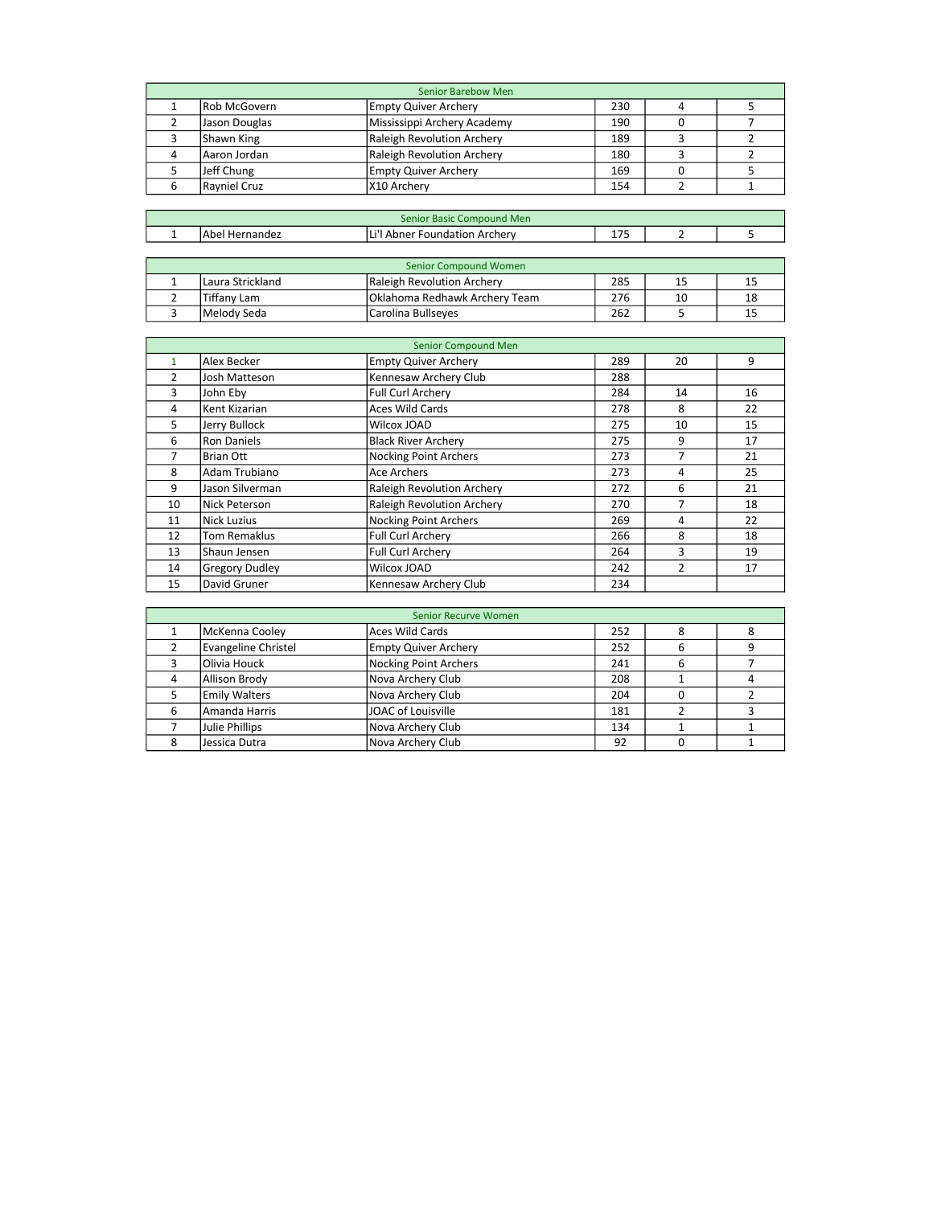| Senior Barebow Men | | | | | |
|---|---|---|---|---|---|
| 1 | Rob McGovern | Empty Quiver Archery | 230 | 4 | 5 |
| 2 | Jason Douglas | Mississippi Archery Academy | 190 | 0 | 7 |
| 3 | Shawn King | Raleigh Revolution Archery | 189 | 3 | 2 |
| 4 | Aaron Jordan | Raleigh Revolution Archery | 180 | 3 | 2 |
| 5 | Jeff Chung | Empty Quiver Archery | 169 | 0 | 5 |
| 6 | Rayniel Cruz | X10 Archery | 154 | 2 | 1 |

| Senior Basic Compound Men | | | | | |
|---|---|---|---|---|---|
| 1 | Abel Hernandez | Li'l Abner Foundation Archery | 175 | 2 | 5 |

| Senior Compound Women | | | | | |
|---|---|---|---|---|---|
| 1 | Laura Strickland | Raleigh Revolution Archery | 285 | 15 | 15 |
| 2 | Tiffany Lam | Oklahoma Redhawk Archery Team | 276 | 10 | 18 |
| 3 | Melody Seda | Carolina Bullseyes | 262 | 5 | 15 |

| Senior Compound Men | | | | | |
|---|---|---|---|---|---|
| 1 | Alex Becker | Empty Quiver Archery | 289 | 20 | 9 |
| 2 | Josh Matteson | Kennesaw Archery Club | 288 | | |
| 3 | John Eby | Full Curl Archery | 284 | 14 | 16 |
| 4 | Kent Kizarian | Aces Wild Cards | 278 | 8 | 22 |
| 5 | Jerry Bullock | Wilcox JOAD | 275 | 10 | 15 |
| 6 | Ron Daniels | Black River Archery | 275 | 9 | 17 |
| 7 | Brian Ott | Nocking Point Archers | 273 | 7 | 21 |
| 8 | Adam Trubiano | Ace Archers | 273 | 4 | 25 |
| 9 | Jason Silverman | Raleigh Revolution Archery | 272 | 6 | 21 |
| 10 | Nick Peterson | Raleigh Revolution Archery | 270 | 7 | 18 |
| 11 | Nick Luzius | Nocking Point Archers | 269 | 4 | 22 |
| 12 | Tom Remaklus | Full Curl Archery | 266 | 8 | 18 |
| 13 | Shaun Jensen | Full Curl Archery | 264 | 3 | 19 |
| 14 | Gregory Dudley | Wilcox JOAD | 242 | 2 | 17 |
| 15 | David Gruner | Kennesaw Archery Club | 234 | | |

| Senior Recurve Women | | | | | |
|---|---|---|---|---|---|
| 1 | McKenna Cooley | Aces Wild Cards | 252 | 8 | 8 |
| 2 | Evangeline Christel | Empty Quiver Archery | 252 | 6 | 9 |
| 3 | Olivia Houck | Nocking Point Archers | 241 | 6 | 7 |
| 4 | Allison Brody | Nova Archery Club | 208 | 1 | 4 |
| 5 | Emily Walters | Nova Archery Club | 204 | 0 | 2 |
| 6 | Amanda Harris | JOAC of Louisville | 181 | 2 | 3 |
| 7 | Julie Phillips | Nova Archery Club | 134 | 1 | 1 |
| 8 | Jessica Dutra | Nova Archery Club | 92 | 0 | 1 |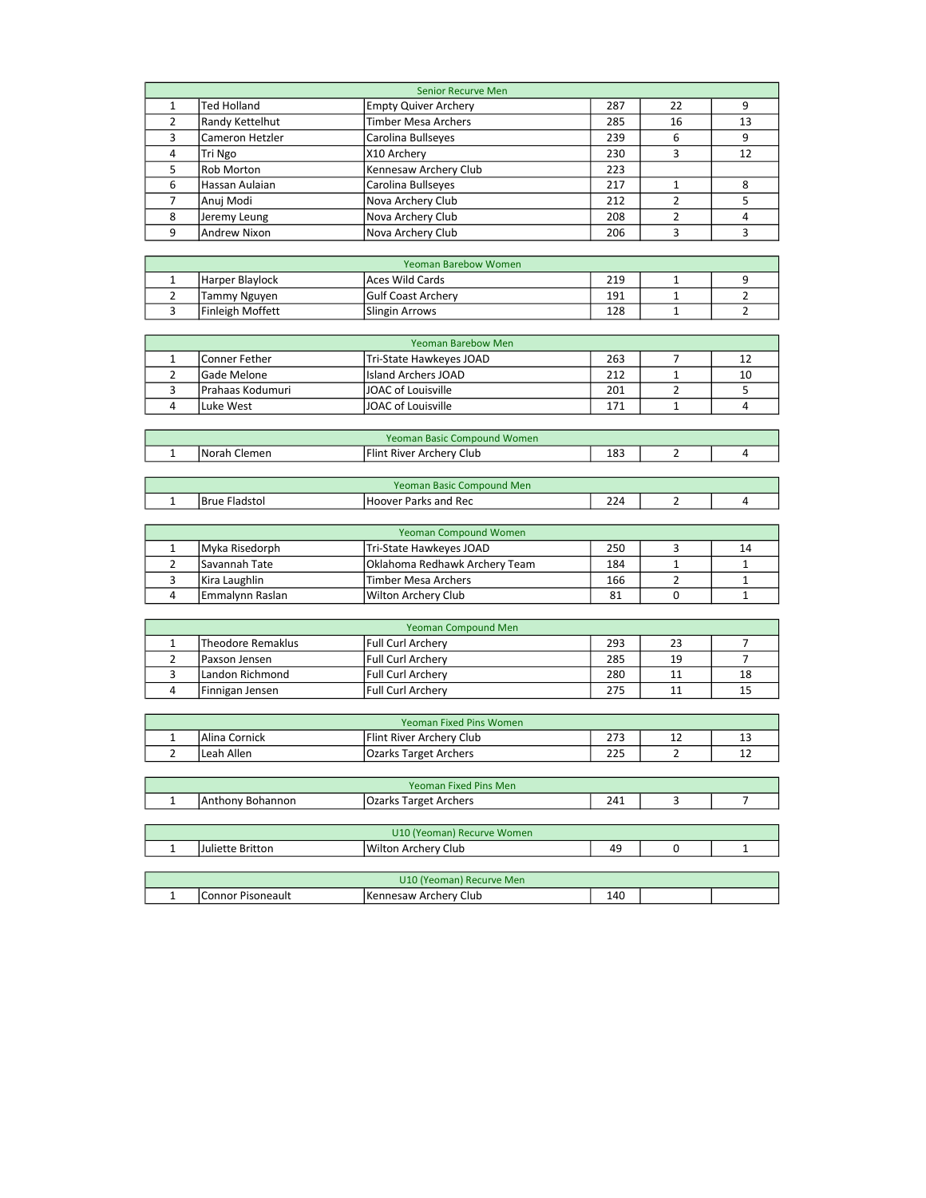| Senior Recurve Men | | | | | |
|---|---|---|---|---|---|
| 1 | Ted Holland | Empty Quiver Archery | 287 | 22 | 9 |
| 2 | Randy Kettelhut | Timber Mesa Archers | 285 | 16 | 13 |
| 3 | Cameron Hetzler | Carolina Bullseyes | 239 | 6 | 9 |
| 4 | Tri Ngo | X10 Archery | 230 | 3 | 12 |
| 5 | Rob Morton | Kennesaw Archery Club | 223 | | |
| 6 | Hassan Aulaian | Carolina Bullseyes | 217 | 1 | 8 |
| 7 | Anuj Modi | Nova Archery Club | 212 | 2 | 5 |
| 8 | Jeremy Leung | Nova Archery Club | 208 | 2 | 4 |
| 9 | Andrew Nixon | Nova Archery Club | 206 | 3 | 3 |

| Yeoman Barebow Women | | | | | |
|---|---|---|---|---|---|
| 1 | Harper Blaylock | Aces Wild Cards | 219 | 1 | 9 |
| 2 | Tammy Nguyen | Gulf Coast Archery | 191 | 1 | 2 |
| 3 | Finleigh Moffett | Slingin Arrows | 128 | 1 | 2 |

| Yeoman Barebow Men | | | | | |
|---|---|---|---|---|---|
| 1 | Conner Fether | Tri-State Hawkeyes JOAD | 263 | 7 | 12 |
| 2 | Gade Melone | Island Archers JOAD | 212 | 1 | 10 |
| 3 | Prahaas Kodumuri | JOAC of Louisville | 201 | 2 | 5 |
| 4 | Luke West | JOAC of Louisville | 171 | 1 | 4 |

| Yeoman Basic Compound Women | | | | | |
|---|---|---|---|---|---|
| 1 | Norah Clemen | Flint River Archery Club | 183 | 2 | 4 |

| Yeoman Basic Compound Men | | | | | |
|---|---|---|---|---|---|
| 1 | Brue Fladstol | Hoover Parks and Rec | 224 | 2 | 4 |

| Yeoman Compound Women | | | | | |
|---|---|---|---|---|---|
| 1 | Myka Risedorph | Tri-State Hawkeyes JOAD | 250 | 3 | 14 |
| 2 | Savannah Tate | Oklahoma Redhawk Archery Team | 184 | 1 | 1 |
| 3 | Kira Laughlin | Timber Mesa Archers | 166 | 2 | 1 |
| 4 | Emmalynn Raslan | Wilton Archery Club | 81 | 0 | 1 |

| Yeoman Compound Men | | | | | |
|---|---|---|---|---|---|
| 1 | Theodore Remaklus | Full Curl Archery | 293 | 23 | 7 |
| 2 | Paxson Jensen | Full Curl Archery | 285 | 19 | 7 |
| 3 | Landon Richmond | Full Curl Archery | 280 | 11 | 18 |
| 4 | Finnigan Jensen | Full Curl Archery | 275 | 11 | 15 |

| Yeoman Fixed Pins Women | | | | | |
|---|---|---|---|---|---|
| 1 | Alina Cornick | Flint River Archery Club | 273 | 12 | 13 |
| 2 | Leah Allen | Ozarks Target Archers | 225 | 2 | 12 |

| Yeoman Fixed Pins Men | | | | | |
|---|---|---|---|---|---|
| 1 | Anthony Bohannon | Ozarks Target Archers | 241 | 3 | 7 |

| U10 (Yeoman) Recurve Women | | | | | |
|---|---|---|---|---|---|
| 1 | Juliette Britton | Wilton Archery Club | 49 | 0 | 1 |

| U10 (Yeoman) Recurve Men | | | | | |
|---|---|---|---|---|---|
| 1 | Connor Pisoneault | Kennesaw Archery Club | 140 | | |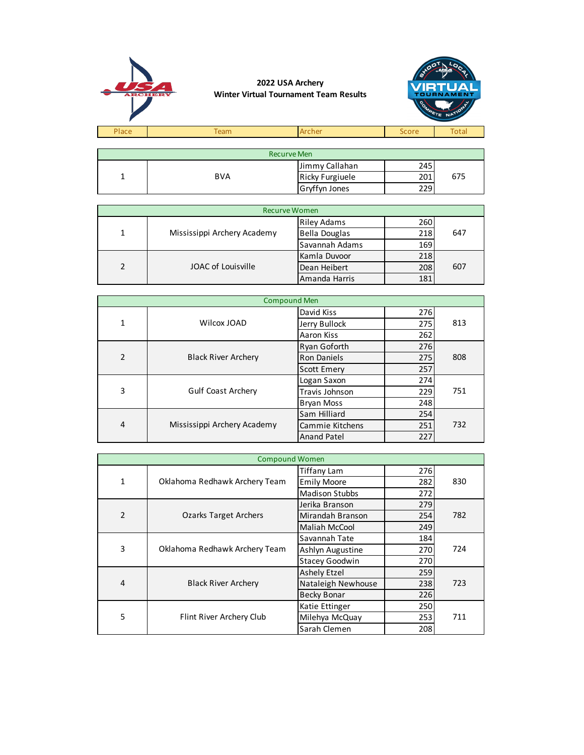# 2022 USA Archery
## Winter Virtual Tournament Team Results

| Place | Team | Archer | Score | Total |
|---|---|---|---|---|
| **Recurve Men** | | | | |
| 1 | BVA | Jimmy Callahan | 245 | 675 |
| | | Ricky Furgiuele | 201 | |
| | | Gryffyn Jones | 229 | |
| **Recurve Women** | | | | |
| 1 | Mississippi Archery Academy | Riley Adams | 260 | 647 |
| | | Bella Douglas | 218 | |
| | | Savannah Adams | 169 | |
| 2 | JOAC of Louisville | Kamla Duvoor | 218 | 607 |
| | | Dean Heibert | 208 | |
| | | Amanda Harris | 181 | |
| **Compound Men** | | | | |
| 1 | Wilcox JOAD | David Kiss | 276 | 813 |
| | | Jerry Bullock | 275 | |
| | | Aaron Kiss | 262 | |
| 2 | Black River Archery | Ryan Goforth | 276 | 808 |
| | | Ron Daniels | 275 | |
| | | Scott Emery | 257 | |
| 3 | Gulf Coast Archery | Logan Saxon | 274 | 751 |
| | | Travis Johnson | 229 | |
| | | Bryan Moss | 248 | |
| 4 | Mississippi Archery Academy | Sam Hilliard | 254 | 732 |
| | | Cammie Kitchens | 251 | |
| | | Anand Patel | 227 | |
| **Compound Women** | | | | |
| 1 | Oklahoma Redhawk Archery Team | Tiffany Lam | 276 | 830 |
| | | Emily Moore | 282 | |
| | | Madison Stubbs | 272 | |
| 2 | Ozarks Target Archers | Jerika Branson | 279 | 782 |
| | | Mirandah Branson | 254 | |
| | | Maliah McCool | 249 | |
| 3 | Oklahoma Redhawk Archery Team | Savannah Tate | 184 | 724 |
| | | Ashlyn Augustine | 270 | |
| | | Stacey Goodwin | 270 | |
| 4 | Black River Archery | Ashely Etzel | 259 | 723 |
| | | Nataleigh Newhouse | 238 | |
| | | Becky Bonar | 226 | |
| 5 | Flint River Archery Club | Katie Ettinger | 250 | 711 |
| | | Milehya McQuay | 253 | |
| | | Sarah Clemen | 208 | |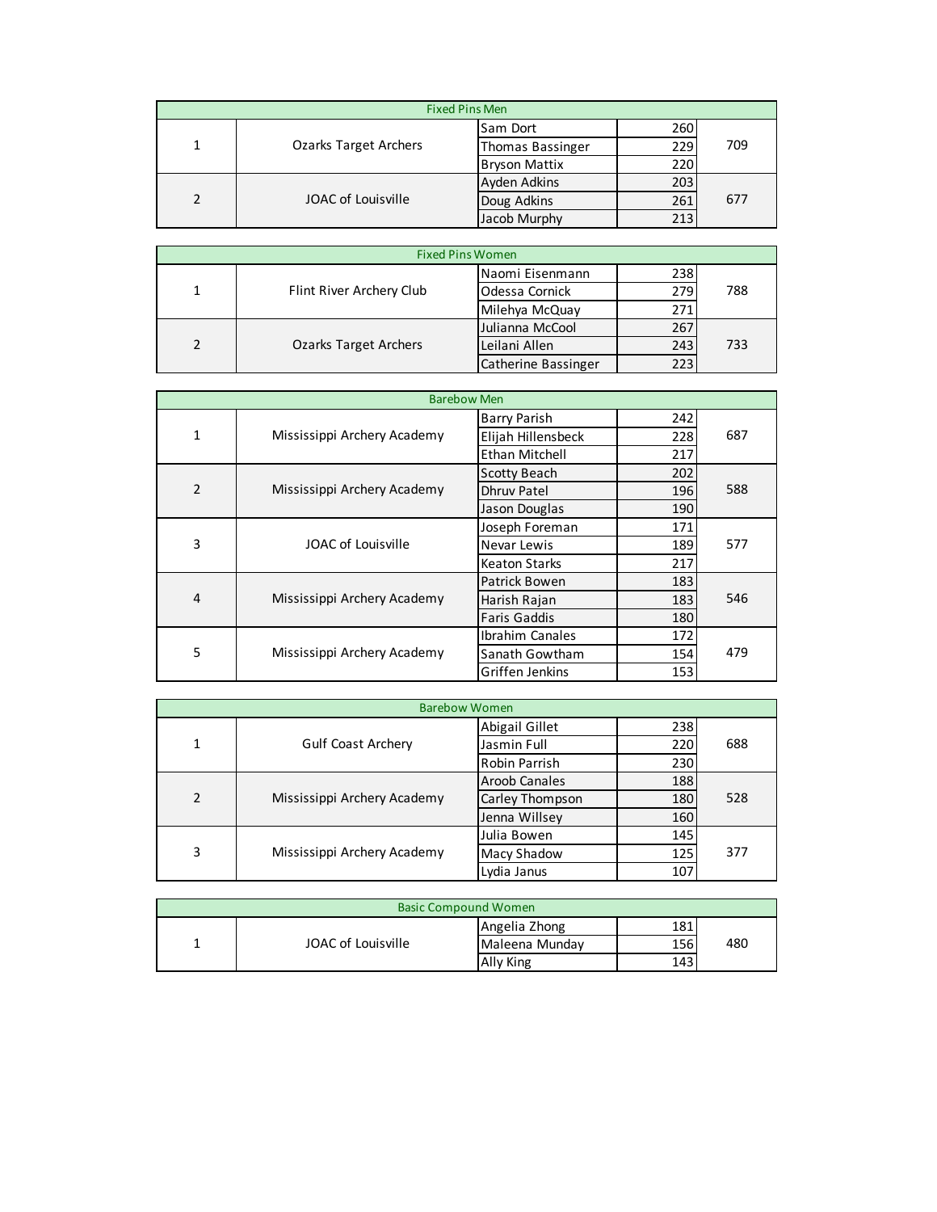| Fixed Pins Men | | | | |
|---|---|---|---|---|
| 1 | Ozarks Target Archers | Sam Dort | 260 | 709 |
| | | Thomas Bassinger | 229 | |
| | | Bryson Mattix | 220 | |
| 2 | JOAC of Louisville | Ayden Adkins | 203 | 677 |
| | | Doug Adkins | 261 | |
| | | Jacob Murphy | 213 | |

| Fixed Pins Women | | | | |
|---|---|---|---|---|
| 1 | Flint River Archery Club | Naomi Eisenmann | 238 | 788 |
| | | Odessa Cornick | 279 | |
| | | Milehya McQuay | 271 | |
| 2 | Ozarks Target Archers | Julianna McCool | 267 | 733 |
| | | Leilani Allen | 243 | |
| | | Catherine Bassinger | 223 | |

| Barebow Men | | | | |
|---|---|---|---|---|
| 1 | Mississippi Archery Academy | Barry Parish | 242 | 687 |
| | | Elijah Hillensbeck | 228 | |
| | | Ethan Mitchell | 217 | |
| 2 | Mississippi Archery Academy | Scotty Beach | 202 | 588 |
| | | Dhruv Patel | 196 | |
| | | Jason Douglas | 190 | |
| 3 | JOAC of Louisville | Joseph Foreman | 171 | 577 |
| | | Nevar Lewis | 189 | |
| | | Keaton Starks | 217 | |
| 4 | Mississippi Archery Academy | Patrick Bowen | 183 | 546 |
| | | Harish Rajan | 183 | |
| | | Faris Gaddis | 180 | |
| 5 | Mississippi Archery Academy | Ibrahim Canales | 172 | 479 |
| | | Sanath Gowtham | 154 | |
| | | Griffen Jenkins | 153 | |

| Barebow Women | | | | |
|---|---|---|---|---|
| 1 | Gulf Coast Archery | Abigail Gillet | 238 | 688 |
| | | Jasmin Full | 220 | |
| | | Robin Parrish | 230 | |
| 2 | Mississippi Archery Academy | Aroob Canales | 188 | 528 |
| | | Carley Thompson | 180 | |
| | | Jenna Willsey | 160 | |
| 3 | Mississippi Archery Academy | Julia Bowen | 145 | 377 |
| | | Macy Shadow | 125 | |
| | | Lydia Janus | 107 | |

| Basic Compound Women | | | | |
|---|---|---|---|---|
| 1 | JOAC of Louisville | Angelia Zhong | 181 | 480 |
| | | Maleena Munday | 156 | |
| | | Ally King | 143 | |